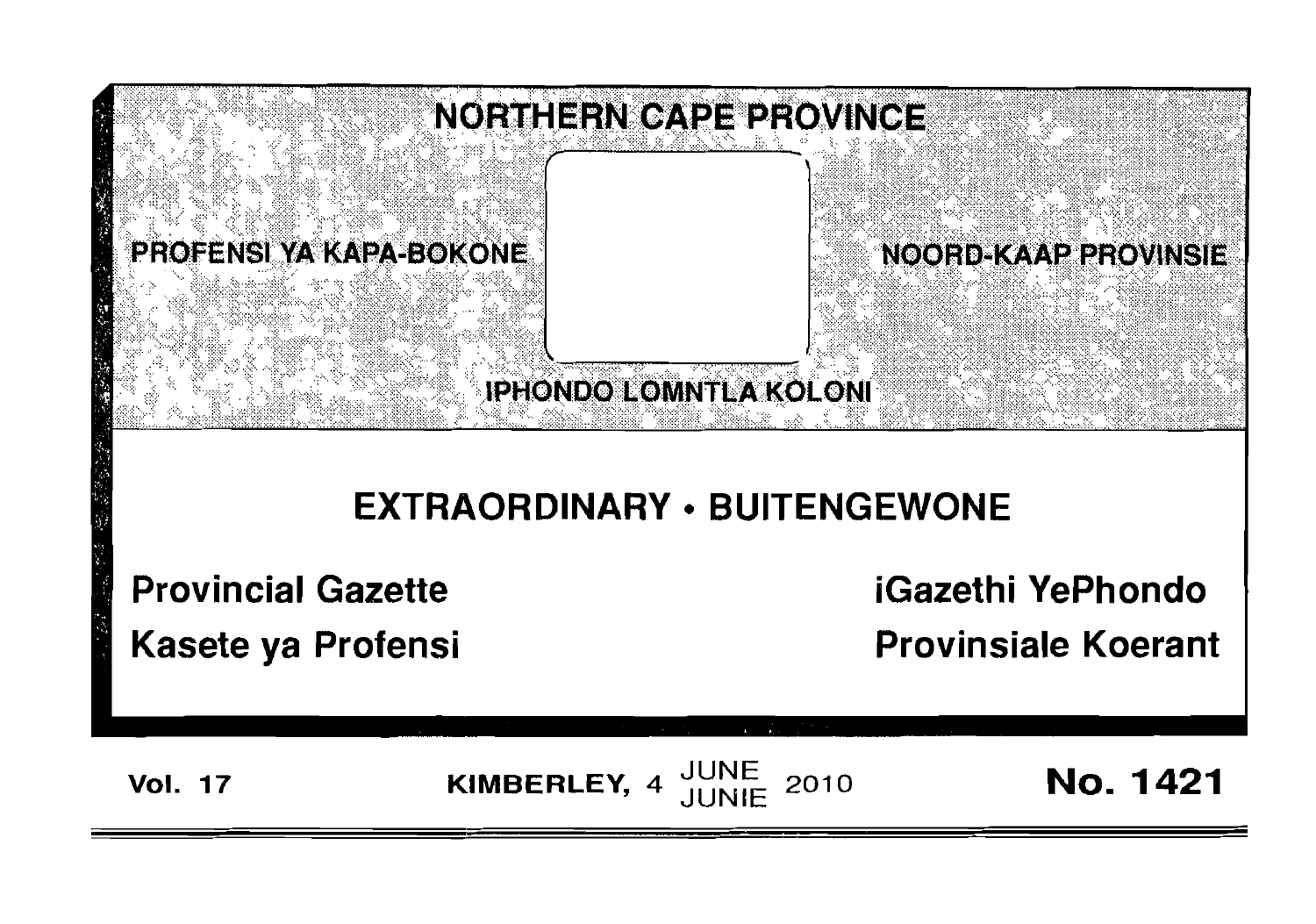# NORTHERN CAPE PROVINCE

PROFENSI YA KAPA-BOKONE

NOORD-KAAP PROVINSIE

IPHONDO LOMNTLA KOLONI

## EXTRAORDINARY • BUITENGEWONE

**Provincial Gazette**

**iGazethi YePhondo**

**Kasete ya Profensi**

**Provinsiale Koerant**

**Vol. 17** KIMBERLEY, 4 JUNE JUNIE 2010 **No. 1421**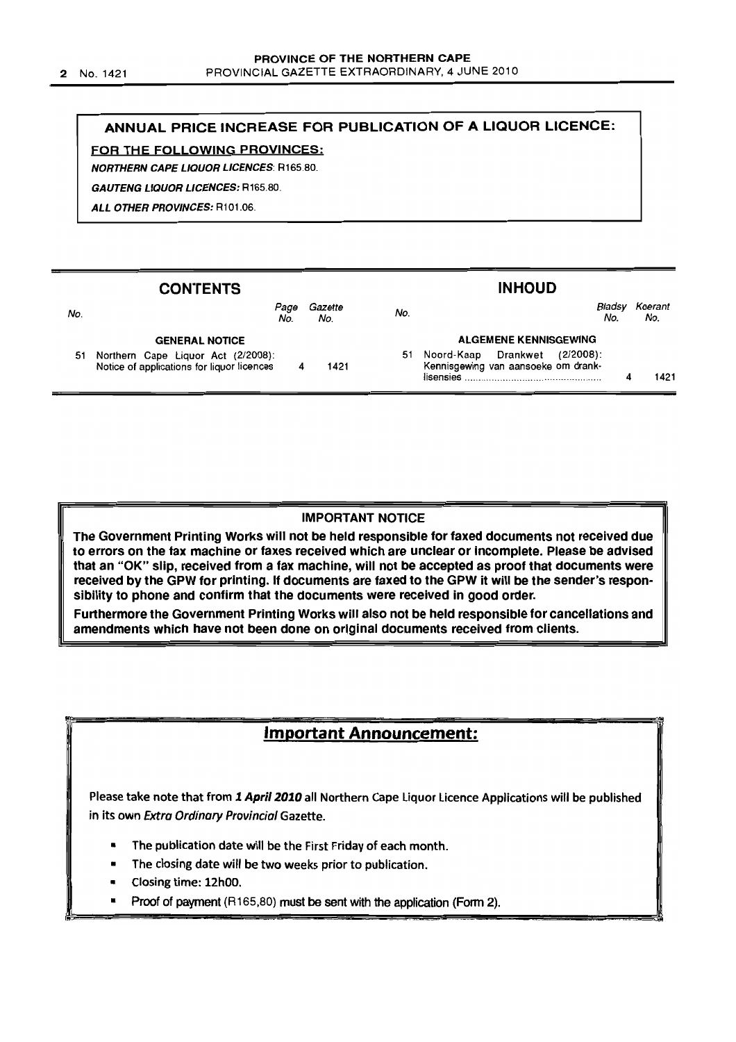## ANNUAL PRICE INCREASE FOR PUBLICATION OF A LIQUOR LICENCE:

**FOR THE FOLLOWING PROVINCES:**

***NORTHERN CAPE LIQUOR LICENCES:*** R165.80.

***GAUTENG LIQUOR LICENCES:*** R165.80.

***ALL OTHER PROVINCES:*** R101.06.

## CONTENTS

| No. | | Page No. | Gazette No. |
|---|---|---|---|
| | **GENERAL NOTICE** | | |
| 51 | Northern Cape Liquor Act (2/2008): Notice of applications for liquor licences | 4 | 1421 |

## INHOUD

| No. | | Bladsy No. | Koerant No. |
|---|---|---|---|
| | **ALGEMENE KENNISGEWING** | | |
| 51 | Noord-Kaap Drankwet (2/2008): Kennisgewing van aansoeke om dranklisensies | 4 | 1421 |

### IMPORTANT NOTICE

**The Government Printing Works will not be held responsible for faxed documents not received due to errors on the fax machine or faxes received which are unclear or incomplete. Please be advised that an "OK" slip, received from a fax machine, will not be accepted as proof that documents were received by the GPW for printing. If documents are faxed to the GPW it will be the sender's responsibility to phone and confirm that the documents were received in good order.**

**Furthermore the Government Printing Works will also not be held responsible for cancellations and amendments which have not been done on original documents received from clients.**

## Important Announcement:

Please take note that from ***1 April 2010*** all Northern Cape Liquor Licence Applications will be published in its own *Extra Ordinary Provincial* Gazette.

- The publication date will be the First Friday of each month.
- The closing date will be two weeks prior to publication.
- Closing time: 12h00.
- Proof of payment (R165,80) must be sent with the application (Form 2).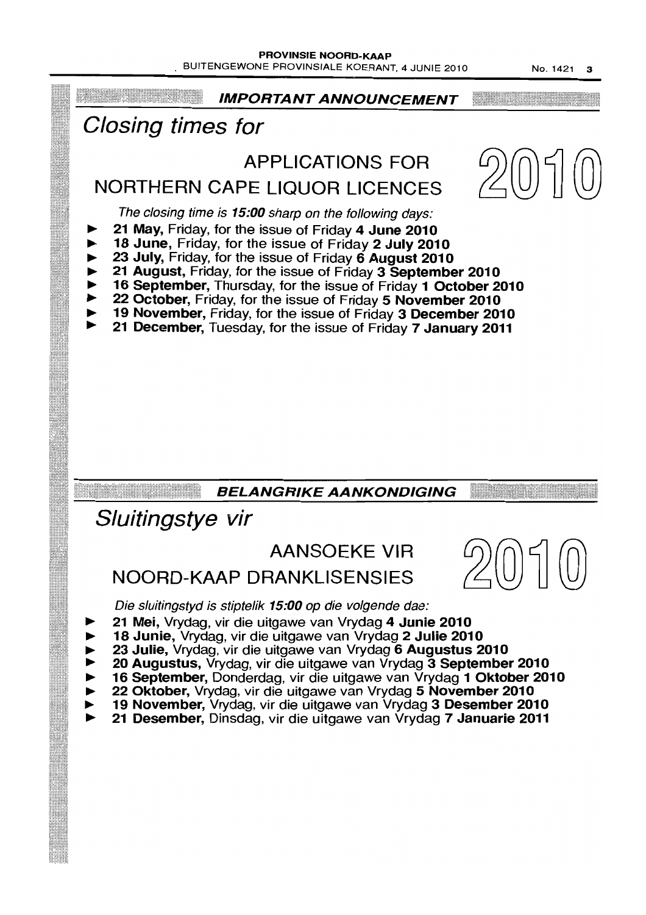**IMPORTANT ANNOUNCEMENT**

# *Closing times for*

## APPLICATIONS FOR NORTHERN CAPE LIQUOR LICENCES

## 2010

*The closing time is* ***15:00*** *sharp on the following days:*

- **21 May,** Friday, for the issue of Friday **4 June 2010**
- **18 June,** Friday, for the issue of Friday **2 July 2010**
- **23 July,** Friday, for the issue of Friday **6 August 2010**
- **21 August,** Friday, for the issue of Friday **3 September 2010**
- **16 September,** Thursday, for the issue of Friday **1 October 2010**
- **22 October,** Friday, for the issue of Friday **5 November 2010**
- **19 November,** Friday, for the issue of Friday **3 December 2010**
- **21 December,** Tuesday, for the issue of Friday **7 January 2011**

**BELANGRIKE AANKONDIGING**

# *Sluitingstye vir*

## AANSOEKE VIR NOORD-KAAP DRANKLISENSIES

## 2010

*Die sluitingstyd is stiptelik* ***15:00*** *op die volgende dae:*

- **21 Mei,** Vrydag, vir die uitgawe van Vrydag **4 Junie 2010**
- **18 Junie,** Vrydag, vir die uitgawe van Vrydag **2 Julie 2010**
- **23 Julie,** Vrydag, vir die uitgawe van Vrydag **6 Augustus 2010**
- **20 Augustus,** Vrydag, vir die uitgawe van Vrydag **3 September 2010**
- **16 September,** Donderdag, vir die uitgawe van Vrydag **1 Oktober 2010**
- **22 Oktober,** Vrydag, vir die uitgawe van Vrydag **5 November 2010**
- **19 November,** Vrydag, vir die uitgawe van Vrydag **3 Desember 2010**
- **21 Desember,** Dinsdag, vir die uitgawe van Vrydag **7 Januarie 2011**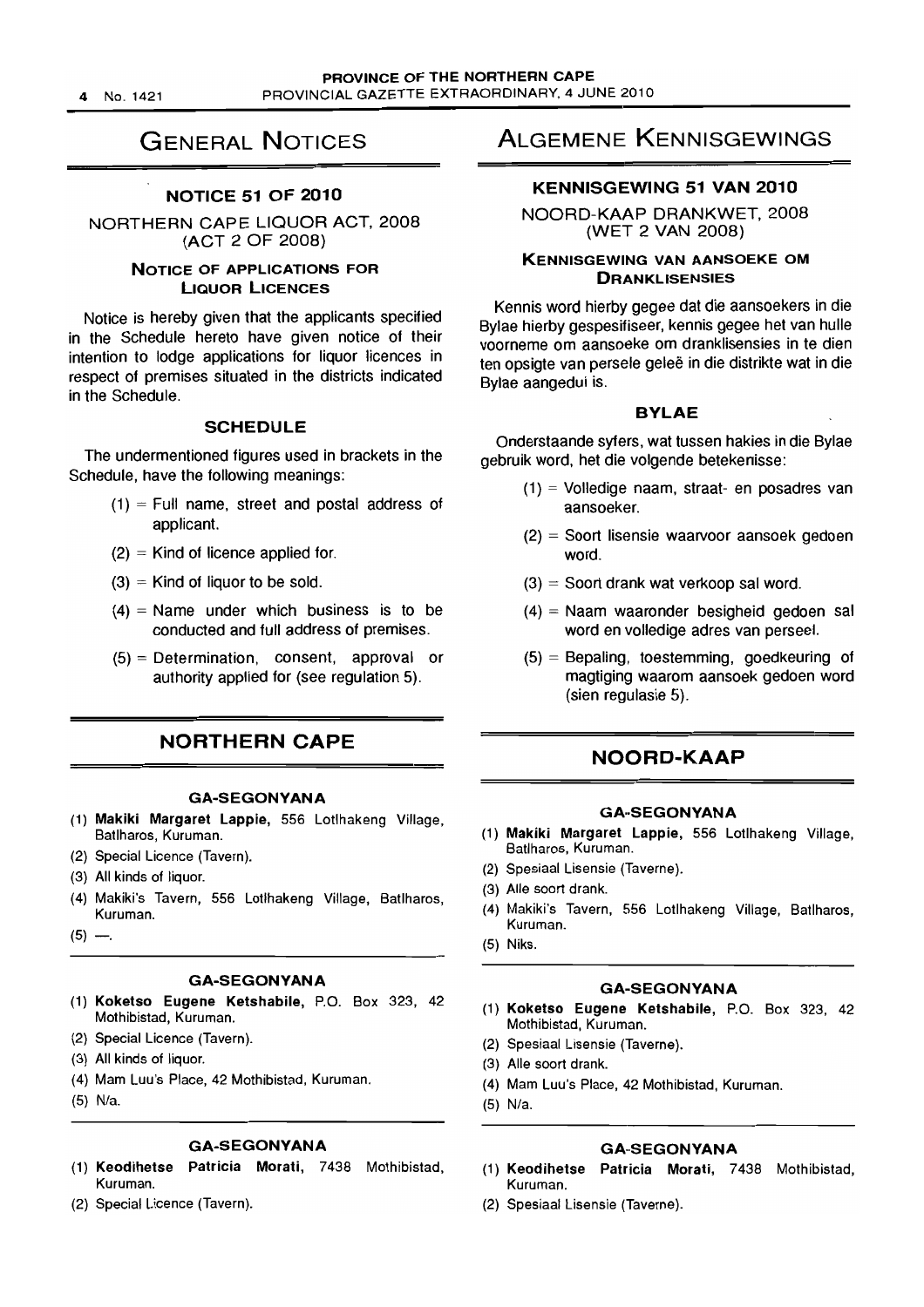# GENERAL NOTICES

## NOTICE 51 OF 2010

NORTHERN CAPE LIQUOR ACT, 2008 (ACT 2 OF 2008)

### NOTICE OF APPLICATIONS FOR LIQUOR LICENCES

Notice is hereby given that the applicants specified in the Schedule hereto have given notice of their intention to lodge applications for liquor licences in respect of premises situated in the districts indicated in the Schedule.

### SCHEDULE

The undermentioned figures used in brackets in the Schedule, have the following meanings:

(1) = Full name, street and postal address of applicant.

(2) = Kind of licence applied for.

(3) = Kind of liquor to be sold.

(4) = Name under which business is to be conducted and full address of premises.

(5) = Determination, consent, approval or authority applied for (see regulation 5).

## NORTHERN CAPE

### GA-SEGONYANA

(1) **Makiki Margaret Lappie,** 556 Lotlhakeng Village, Batlharos, Kuruman.
(2) Special Licence (Tavern).
(3) All kinds of liquor.
(4) Makiki's Tavern, 556 Lotlhakeng Village, Batlharos, Kuruman.
(5) —.

### GA-SEGONYANA

(1) **Koketso Eugene Ketshabile,** P.O. Box 323, 42 Mothibistad, Kuruman.
(2) Special Licence (Tavern).
(3) All kinds of liquor.
(4) Mam Luu's Place, 42 Mothibistad, Kuruman.
(5) N/a.

### GA-SEGONYANA

(1) **Keodihetse Patricia Morati,** 7438 Mothibistad, Kuruman.
(2) Special Licence (Tavern).

# ALGEMENE KENNISGEWINGS

## KENNISGEWING 51 VAN 2010

NOORD-KAAP DRANKWET, 2008 (WET 2 VAN 2008)

### KENNISGEWING VAN AANSOEKE OM DRANKLISENSIES

Kennis word hierby gegee dat die aansoekers in die Bylae hierby gespesifiseer, kennis gegee het van hulle voorneme om aansoeke om dranklisensies in te dien ten opsigte van persele geleë in die distrikte wat in die Bylae aangedui is.

### BYLAE

Onderstaande syfers, wat tussen hakies in die Bylae gebruik word, het die volgende betekenisse:

(1) = Volledige naam, straat- en posadres van aansoeker.

(2) = Soort lisensie waarvoor aansoek gedoen word.

(3) = Soort drank wat verkoop sal word.

(4) = Naam waaronder besigheid gedoen sal word en volledige adres van perseel.

(5) = Bepaling, toestemming, goedkeuring of magtiging waarom aansoek gedoen word (sien regulasie 5).

## NOORD-KAAP

### GA-SEGONYANA

(1) **Makiki Margaret Lappie,** 556 Lotlhakeng Village, Batlharos, Kuruman.
(2) Spesiaal Lisensie (Taverne).
(3) Alle soort drank.
(4) Makiki's Tavern, 556 Lotlhakeng Village, Batlharos, Kuruman.
(5) Niks.

### GA-SEGONYANA

(1) **Koketso Eugene Ketshabile,** P.O. Box 323, 42 Mothibistad, Kuruman.
(2) Spesiaal Lisensie (Taverne).
(3) Alle soort drank.
(4) Mam Luu's Place, 42 Mothibistad, Kuruman.
(5) N/a.

### GA-SEGONYANA

(1) **Keodihetse Patricia Morati,** 7438 Mothibistad, Kuruman.
(2) Spesiaal Lisensie (Taverne).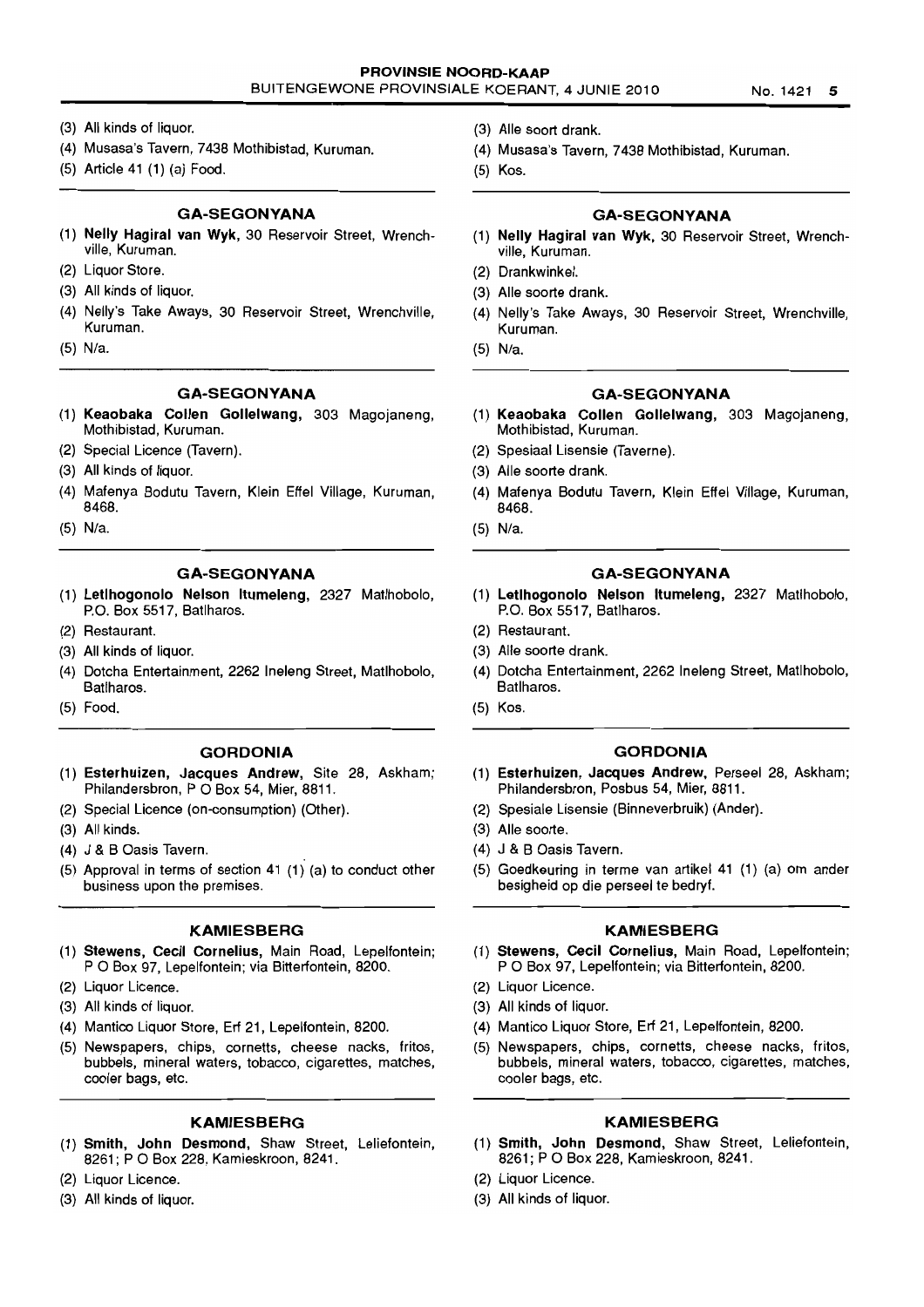(3) All kinds of liquor.

(4) Musasa's Tavern, 7438 Mothibistad, Kuruman.

(5) Article 41 (1) (a) Food.

### GA-SEGONYANA

(1) **Nelly Hagiral van Wyk,** 30 Reservoir Street, Wrenchville, Kuruman.

(2) Liquor Store.

(3) All kinds of liquor.

(4) Nelly's Take Aways, 30 Reservoir Street, Wrenchville, Kuruman.

(5) N/a.

### GA-SEGONYANA

(1) **Keaobaka Collen Gollelwang,** 303 Magojaneng, Mothibistad, Kuruman.

(2) Special Licence (Tavern).

(3) All kinds of liquor.

(4) Mafenya Bodutu Tavern, Klein Effel Village, Kuruman, 8468.

(5) N/a.

### GA-SEGONYANA

(1) **Letlhogonolo Nelson Itumeleng,** 2327 Matlhobolo, P.O. Box 5517, Batlharos.

(2) Restaurant.

(3) All kinds of liquor.

(4) Dotcha Entertainment, 2262 Ineleng Street, Matlhobolo, Batlharos.

(5) Food.

### GORDONIA

(1) **Esterhuizen, Jacques Andrew,** Site 28, Askham; Philandersbron, P O Box 54, Mier, 8811.

(2) Special Licence (on-consumption) (Other).

(3) All kinds.

(4) J & B Oasis Tavern.

(5) Approval in terms of section 41 (1) (a) to conduct other business upon the premises.

### KAMIESBERG

(1) **Stewens, Cecil Cornelius,** Main Road, Lepelfontein; P O Box 97, Lepelfontein; via Bitterfontein, 8200.

(2) Liquor Licence.

(3) All kinds of liquor.

(4) Mantico Liquor Store, Erf 21, Lepelfontein, 8200.

(5) Newspapers, chips, cornetts, cheese nacks, fritos, bubbels, mineral waters, tobacco, cigarettes, matches, cooler bags, etc.

### KAMIESBERG

(1) **Smith, John Desmond,** Shaw Street, Leliefontein, 8261; P O Box 228, Kamieskroon, 8241.

(2) Liquor Licence.

(3) All kinds of liquor.

---

(3) Alle soort drank.

(4) Musasa's Tavern, 7438 Mothibistad, Kuruman.

(5) Kos.

### GA-SEGONYANA

(1) **Nelly Hagiral van Wyk,** 30 Reservoir Street, Wrenchville, Kuruman.

(2) Drankwinkel.

(3) Alle soorte drank.

(4) Nelly's Take Aways, 30 Reservoir Street, Wrenchville, Kuruman.

(5) N/a.

### GA-SEGONYANA

(1) **Keaobaka Collen Gollelwang,** 303 Magojaneng, Mothibistad, Kuruman.

(2) Spesiaal Lisensie (Taverne).

(3) Alle soorte drank.

(4) Mafenya Bodutu Tavern, Klein Effel Village, Kuruman, 8468.

(5) N/a.

### GA-SEGONYANA

(1) **Letlhogonolo Nelson Itumeleng,** 2327 Matlhobolo, P.O. Box 5517, Batlharos.

(2) Restaurant.

(3) Alle soorte drank.

(4) Dotcha Entertainment, 2262 Ineleng Street, Matlhobolo, Batlharos.

(5) Kos.

### GORDONIA

(1) **Esterhuizen, Jacques Andrew,** Perseel 28, Askham; Philandersbron, Posbus 54, Mier, 8811.

(2) Spesiale Lisensie (Binneverbruik) (Ander).

(3) Alle soorte.

(4) J & B Oasis Tavern.

(5) Goedkeuring in terme van artikel 41 (1) (a) om ander besigheid op die perseel te bedryf.

### KAMIESBERG

(1) **Stewens, Cecil Cornelius,** Main Road, Lepelfontein; P O Box 97, Lepelfontein; via Bitterfontein, 8200.

(2) Liquor Licence.

(3) All kinds of liquor.

(4) Mantico Liquor Store, Erf 21, Lepelfontein, 8200.

(5) Newspapers, chips, cornetts, cheese nacks, fritos, bubbels, mineral waters, tobacco, cigarettes, matches, cooler bags, etc.

### KAMIESBERG

(1) **Smith, John Desmond,** Shaw Street, Leliefontein, 8261; P O Box 228, Kamieskroon, 8241.

(2) Liquor Licence.

(3) All kinds of liquor.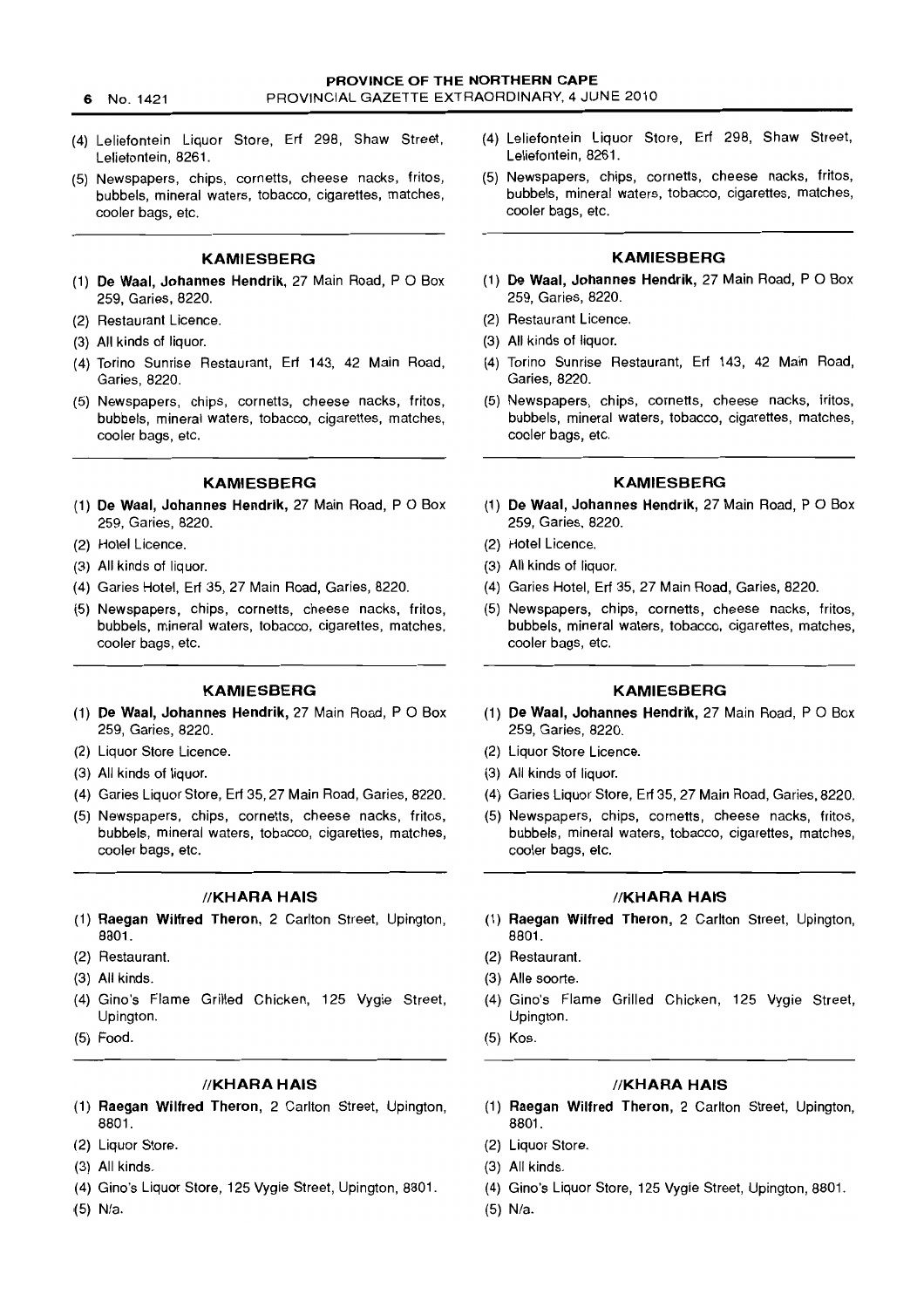(4) Leliefontein Liquor Store, Erf 298, Shaw Street, Leliefontein, 8261.

(5) Newspapers, chips, cornetts, cheese nacks, fritos, bubbels, mineral waters, tobacco, cigarettes, matches, cooler bags, etc.

### KAMIESBERG

(1) **De Waal, Johannes Hendrik,** 27 Main Road, P O Box 259, Garies, 8220.

(2) Restaurant Licence.

(3) All kinds of liquor.

(4) Torino Sunrise Restaurant, Erf 143, 42 Main Road, Garies, 8220.

(5) Newspapers, chips, cornetts, cheese nacks, fritos, bubbels, mineral waters, tobacco, cigarettes, matches, cooler bags, etc.

### KAMIESBERG

(1) **De Waal, Johannes Hendrik,** 27 Main Road, P O Box 259, Garies, 8220.

(2) Hotel Licence.

(3) All kinds of liquor.

(4) Garies Hotel, Erf 35, 27 Main Road, Garies, 8220.

(5) Newspapers, chips, cornetts, cheese nacks, fritos, bubbels, mineral waters, tobacco, cigarettes, matches, cooler bags, etc.

### KAMIESBERG

(1) **De Waal, Johannes Hendrik,** 27 Main Road, P O Box 259, Garies, 8220.

(2) Liquor Store Licence.

(3) All kinds of liquor.

(4) Garies Liquor Store, Erf 35, 27 Main Road, Garies, 8220.

(5) Newspapers, chips, cornetts, cheese nacks, fritos, bubbels, mineral waters, tobacco, cigarettes, matches, cooler bags, etc.

### //KHARA HAIS

(1) **Raegan Wilfred Theron,** 2 Carlton Street, Upington, 8801.

(2) Restaurant.

(3) All kinds.

(4) Gino's Flame Grilled Chicken, 125 Vygie Street, Upington.

(5) Food.

### //KHARA HAIS

(1) **Raegan Wilfred Theron,** 2 Carlton Street, Upington, 8801.

(2) Liquor Store.

(3) All kinds.

(4) Gino's Liquor Store, 125 Vygie Street, Upington, 8801.

(5) N/a.

(4) Leliefontein Liquor Store, Erf 298, Shaw Street, Leliefontein, 8261.

(5) Newspapers, chips, cornetts, cheese nacks, fritos, bubbels, mineral waters, tobacco, cigarettes, matches, cooler bags, etc.

### KAMIESBERG

(1) **De Waal, Johannes Hendrik,** 27 Main Road, P O Box 259, Garies, 8220.

(2) Restaurant Licence.

(3) All kinds of liquor.

(4) Torino Sunrise Restaurant, Erf 143, 42 Main Road, Garies, 8220.

(5) Newspapers, chips, cornetts, cheese nacks, fritos, bubbels, mineral waters, tobacco, cigarettes, matches, cooler bags, etc.

### KAMIESBERG

(1) **De Waal, Johannes Hendrik,** 27 Main Road, P O Box 259, Garies, 8220.

(2) Hotel Licence.

(3) All kinds of liquor.

(4) Garies Hotel, Erf 35, 27 Main Road, Garies, 8220.

(5) Newspapers, chips, cornetts, cheese nacks, fritos, bubbels, mineral waters, tobacco, cigarettes, matches, cooler bags, etc.

### KAMIESBERG

(1) **De Waal, Johannes Hendrik,** 27 Main Road, P O Box 259, Garies, 8220.

(2) Liquor Store Licence.

(3) All kinds of liquor.

(4) Garies Liquor Store, Erf 35, 27 Main Road, Garies, 8220.

(5) Newspapers, chips, cornetts, cheese nacks, fritos, bubbels, mineral waters, tobacco, cigarettes, matches, cooler bags, etc.

### //KHARA HAIS

(1) **Raegan Wilfred Theron,** 2 Carlton Street, Upington, 8801.

(2) Restaurant.

(3) Alle soorte.

(4) Gino's Flame Grilled Chicken, 125 Vygie Street, Upington.

(5) Kos.

### //KHARA HAIS

(1) **Raegan Wilfred Theron,** 2 Carlton Street, Upington, 8801.

(2) Liquor Store.

(3) All kinds.

(4) Gino's Liquor Store, 125 Vygie Street, Upington, 8801.

(5) N/a.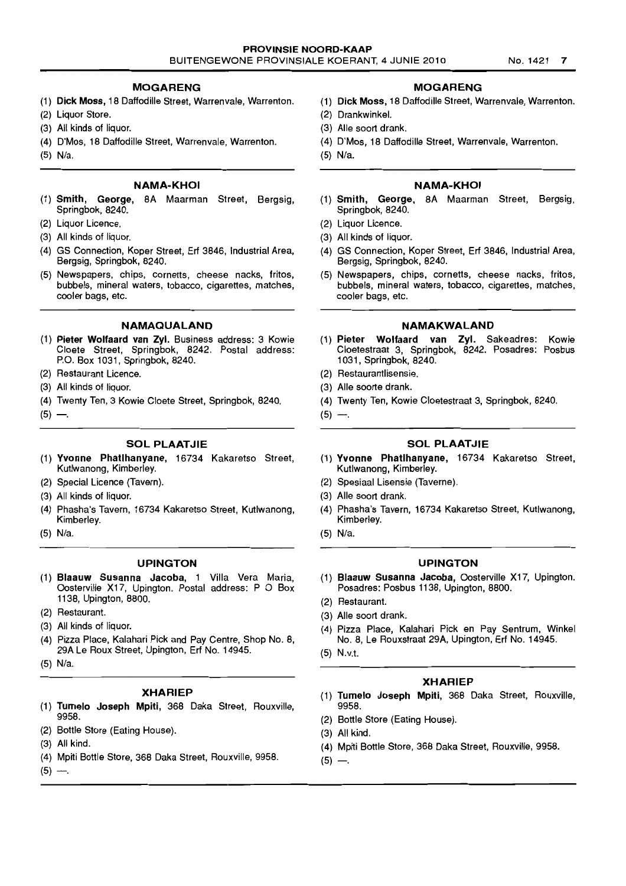## MOGARENG

(1) **Dick Moss,** 18 Daffodille Street, Warrenvale, Warrenton.

(2) Liquor Store.

(3) All kinds of liquor.

(4) D'Mos, 18 Daffodille Street, Warrenvale, Warrenton.

(5) N/a.

## NAMA-KHOI

(1) **Smith, George,** 8A Maarman Street, Bergsig, Springbok, 8240.

(2) Liquor Licence.

(3) All kinds of liquor.

(4) GS Connection, Koper Street, Erf 3846, Industrial Area, Bergsig, Springbok, 8240.

(5) Newspapers, chips, cornetts, cheese nacks, fritos, bubbels, mineral waters, tobacco, cigarettes, matches, cooler bags, etc.

## NAMAQUALAND

(1) **Pieter Wolfaard van Zyl.** Business address: 3 Kowie Cloete Street, Springbok, 8242. Postal address: P.O. Box 1031, Springbok, 8240.

(2) Restaurant Licence.

(3) All kinds of liquor.

(4) Twenty Ten, 3 Kowie Cloete Street, Springbok, 8240.

(5) —.

## SOL PLAATJIE

(1) **Yvonne Phatlhanyane,** 16734 Kakaretso Street, Kutlwanong, Kimberley.

(2) Special Licence (Tavern).

(3) All kinds of liquor.

(4) Phasha's Tavern, 16734 Kakaretso Street, Kutlwanong, Kimberley.

(5) N/a.

## UPINGTON

(1) **Blaauw Susanna Jacoba,** 1 Villa Vera Maria, Oosterville X17, Upington. Postal address: P O Box 1138, Upington, 8800.

(2) Restaurant.

(3) All kinds of liquor.

(4) Pizza Place, Kalahari Pick and Pay Centre, Shop No. 8, 29A Le Roux Street, Upington, Erf No. 14945.

(5) N/a.

## XHARIEP

(1) **Tumelo Joseph Mpiti,** 368 Daka Street, Rouxville, 9958.

(2) Bottle Store (Eating House).

(3) All kind.

(4) Mpiti Bottle Store, 368 Daka Street, Rouxville, 9958.

(5) —.

## MOGARENG

(1) **Dick Moss,** 18 Daffodille Street, Warrenvale, Warrenton.

(2) Drankwinkel.

(3) Alle soort drank.

(4) D'Mos, 18 Daffodille Street, Warrenvale, Warrenton.

(5) N/a.

## NAMA-KHOI

(1) **Smith, George,** 8A Maarman Street, Bergsig, Springbok, 8240.

(2) Liquor Licence.

(3) All kinds of liquor.

(4) GS Connection, Koper Street, Erf 3846, Industrial Area, Bergsig, Springbok, 8240.

(5) Newspapers, chips, cornetts, cheese nacks, fritos, bubbels, mineral waters, tobacco, cigarettes, matches, cooler bags, etc.

## NAMAKWALAND

(1) **Pieter Wolfaard van Zyl.** Sakeadres: Kowie Cloetestraat 3, Springbok, 8242. Posadres: Posbus 1031, Springbok, 8240.

(2) Restaurantlisensie.

(3) Alle soorte drank.

(4) Twenty Ten, Kowie Cloetestraat 3, Springbok, 8240.

(5) —.

## SOL PLAATJIE

(1) **Yvonne Phatlhanyane,** 16734 Kakaretso Street, Kutlwanong, Kimberley.

(2) Spesiaal Lisensie (Taverne).

(3) Alle soort drank.

(4) Phasha's Tavern, 16734 Kakaretso Street, Kutlwanong, Kimberley.

(5) N/a.

## UPINGTON

(1) **Blaauw Susanna Jacoba,** Oosterville X17, Upington. Posadres: Posbus 1138, Upington, 8800.

(2) Restaurant.

(3) Alle soort drank.

(4) Pizza Place, Kalahari Pick en Pay Sentrum, Winkel No. 8, Le Rouxstraat 29A, Upington, Erf No. 14945.

(5) N.v.t.

## XHARIEP

(1) **Tumelo Joseph Mpiti,** 368 Daka Street, Rouxville, 9958.

(2) Bottle Store (Eating House).

(3) All kind.

(4) Mpiti Bottle Store, 368 Daka Street, Rouxville, 9958.

(5) —.